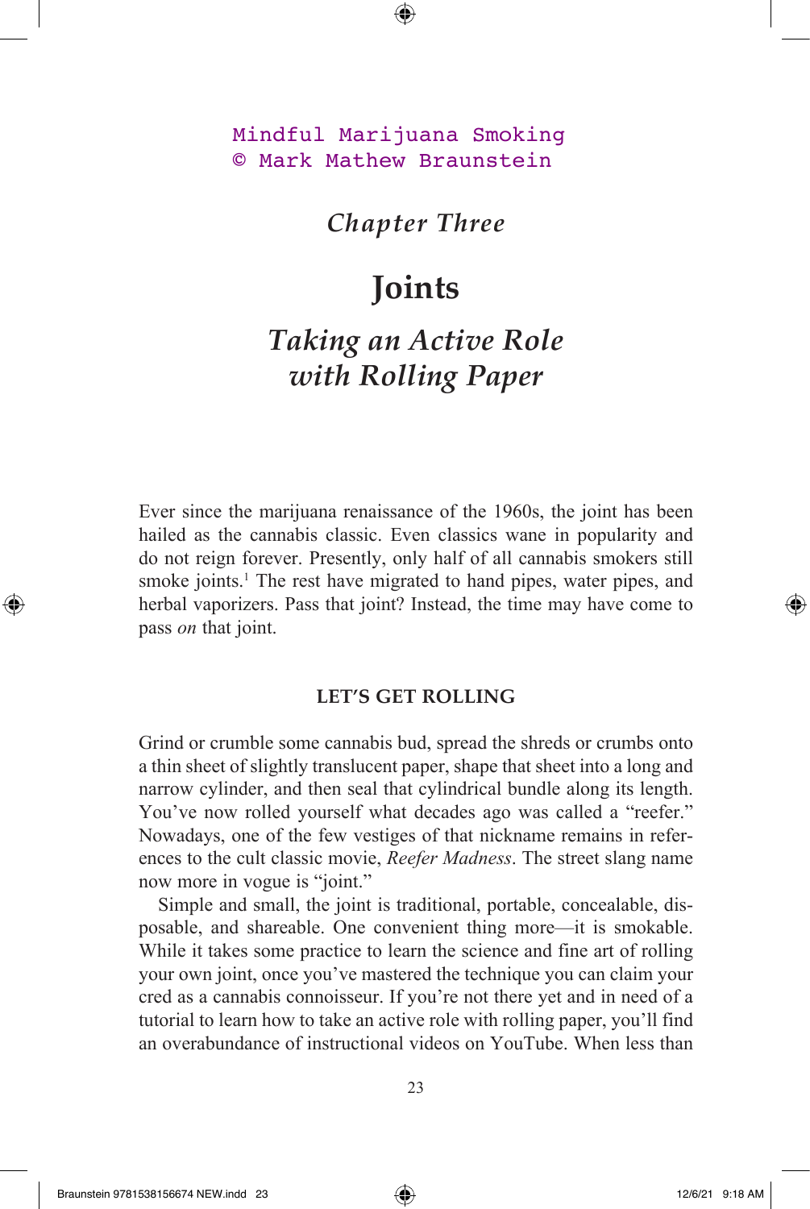Mindful Marijuana Smoking
© Mark Mathew Braunstein

*Chapter Three*

# Joints

## *Taking an Active Role with Rolling Paper*

Ever since the marijuana renaissance of the 1960s, the joint has been hailed as the cannabis classic. Even classics wane in popularity and do not reign forever. Presently, only half of all cannabis smokers still smoke joints.[1] The rest have migrated to hand pipes, water pipes, and herbal vaporizers. Pass that joint? Instead, the time may have come to pass *on* that joint.

### LET'S GET ROLLING

Grind or crumble some cannabis bud, spread the shreds or crumbs onto a thin sheet of slightly translucent paper, shape that sheet into a long and narrow cylinder, and then seal that cylindrical bundle along its length. You've now rolled yourself what decades ago was called a "reefer." Nowadays, one of the few vestiges of that nickname remains in references to the cult classic movie, *Reefer Madness*. The street slang name now more in vogue is "joint."

Simple and small, the joint is traditional, portable, concealable, disposable, and shareable. One convenient thing more—it is smokable. While it takes some practice to learn the science and fine art of rolling your own joint, once you've mastered the technique you can claim your cred as a cannabis connoisseur. If you're not there yet and in need of a tutorial to learn how to take an active role with rolling paper, you'll find an overabundance of instructional videos on YouTube. When less than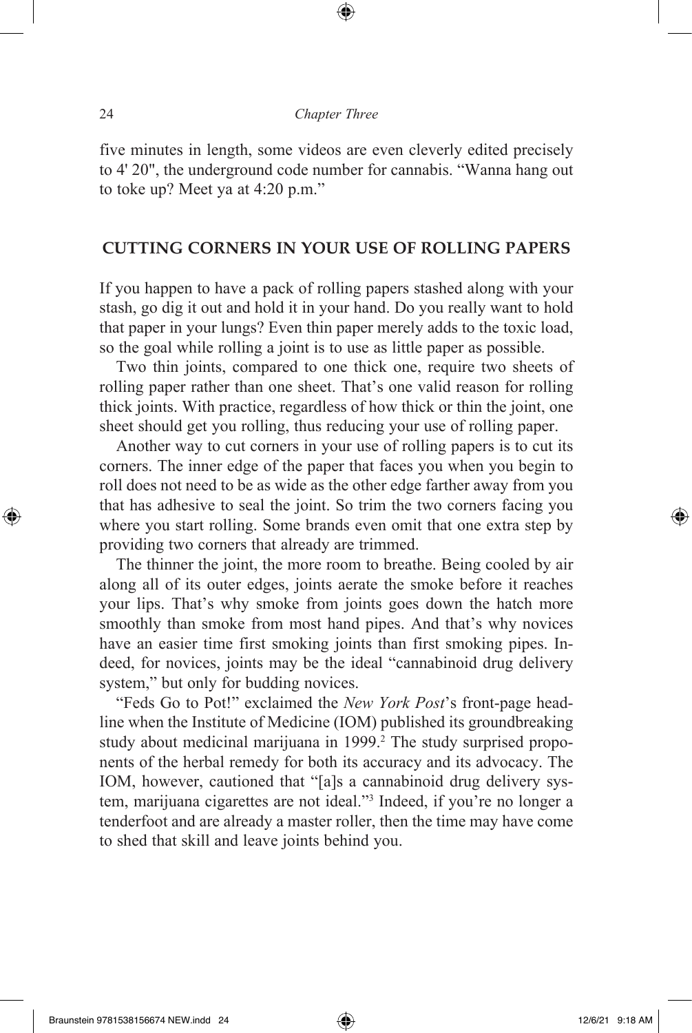five minutes in length, some videos are even cleverly edited precisely to 4' 20", the underground code number for cannabis. "Wanna hang out to toke up? Meet ya at 4:20 p.m."

## CUTTING CORNERS IN YOUR USE OF ROLLING PAPERS

If you happen to have a pack of rolling papers stashed along with your stash, go dig it out and hold it in your hand. Do you really want to hold that paper in your lungs? Even thin paper merely adds to the toxic load, so the goal while rolling a joint is to use as little paper as possible.

Two thin joints, compared to one thick one, require two sheets of rolling paper rather than one sheet. That's one valid reason for rolling thick joints. With practice, regardless of how thick or thin the joint, one sheet should get you rolling, thus reducing your use of rolling paper.

Another way to cut corners in your use of rolling papers is to cut its corners. The inner edge of the paper that faces you when you begin to roll does not need to be as wide as the other edge farther away from you that has adhesive to seal the joint. So trim the two corners facing you where you start rolling. Some brands even omit that one extra step by providing two corners that already are trimmed.

The thinner the joint, the more room to breathe. Being cooled by air along all of its outer edges, joints aerate the smoke before it reaches your lips. That's why smoke from joints goes down the hatch more smoothly than smoke from most hand pipes. And that's why novices have an easier time first smoking joints than first smoking pipes. Indeed, for novices, joints may be the ideal "cannabinoid drug delivery system," but only for budding novices.

"Feds Go to Pot!" exclaimed the *New York Post*'s front-page headline when the Institute of Medicine (IOM) published its groundbreaking study about medicinal marijuana in 1999.[2] The study surprised proponents of the herbal remedy for both its accuracy and its advocacy. The IOM, however, cautioned that "[a]s a cannabinoid drug delivery system, marijuana cigarettes are not ideal."[3] Indeed, if you're no longer a tenderfoot and are already a master roller, then the time may have come to shed that skill and leave joints behind you.